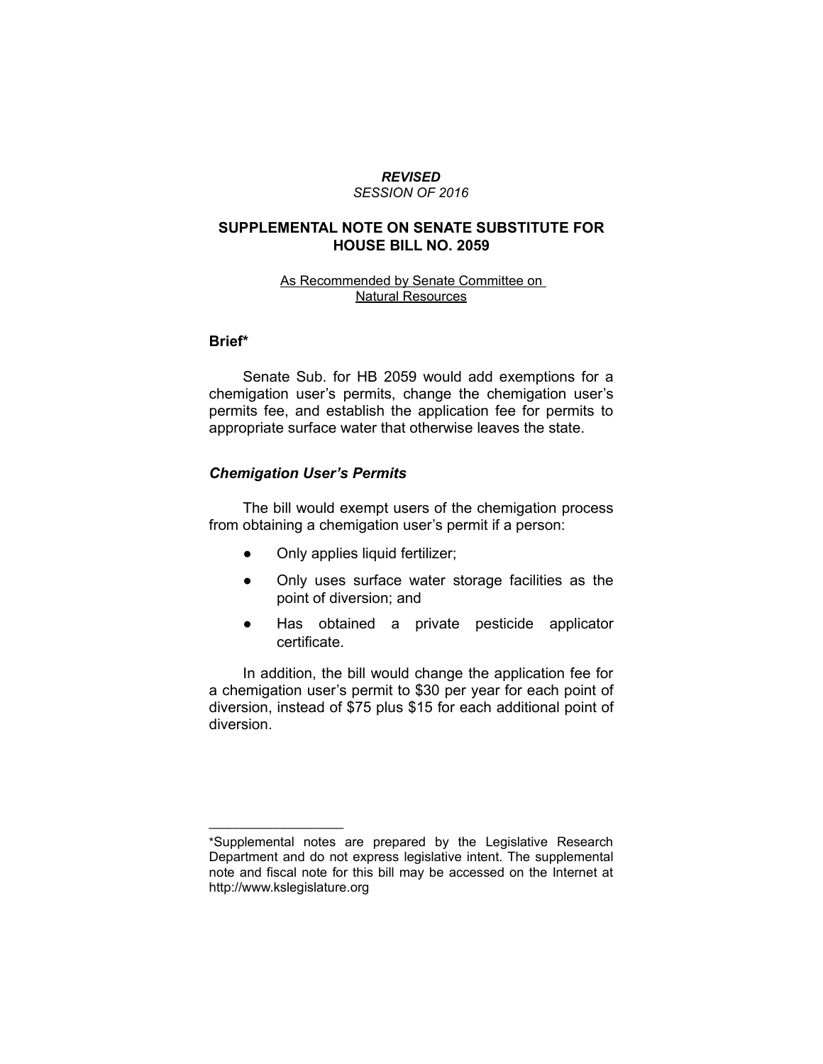***REVISED***
*SESSION OF 2016*

# SUPPLEMENTAL NOTE ON SENATE SUBSTITUTE FOR HOUSE BILL NO. 2059

As Recommended by Senate Committee on Natural Resources

## Brief*

Senate Sub. for HB 2059 would add exemptions for a chemigation user's permits, change the chemigation user's permits fee, and establish the application fee for permits to appropriate surface water that otherwise leaves the state.

### *Chemigation User's Permits*

The bill would exempt users of the chemigation process from obtaining a chemigation user's permit if a person:

- Only applies liquid fertilizer;
- Only uses surface water storage facilities as the point of diversion; and
- Has obtained a private pesticide applicator certificate.

In addition, the bill would change the application fee for a chemigation user's permit to $30 per year for each point of diversion, instead of $75 plus $15 for each additional point of diversion.

---

*Supplemental notes are prepared by the Legislative Research Department and do not express legislative intent. The supplemental note and fiscal note for this bill may be accessed on the Internet at http://www.kslegislature.org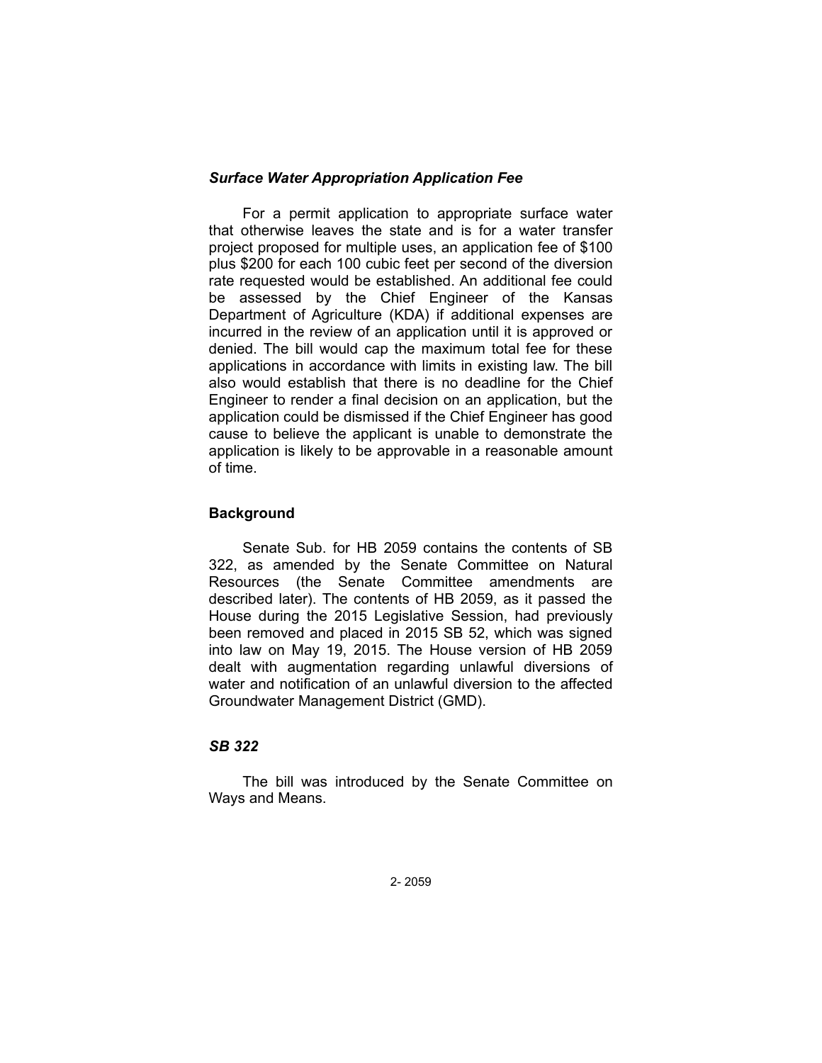### *Surface Water Appropriation Application Fee*

For a permit application to appropriate surface water that otherwise leaves the state and is for a water transfer project proposed for multiple uses, an application fee of $100 plus $200 for each 100 cubic feet per second of the diversion rate requested would be established. An additional fee could be assessed by the Chief Engineer of the Kansas Department of Agriculture (KDA) if additional expenses are incurred in the review of an application until it is approved or denied. The bill would cap the maximum total fee for these applications in accordance with limits in existing law. The bill also would establish that there is no deadline for the Chief Engineer to render a final decision on an application, but the application could be dismissed if the Chief Engineer has good cause to believe the applicant is unable to demonstrate the application is likely to be approvable in a reasonable amount of time.

## Background

Senate Sub. for HB 2059 contains the contents of SB 322, as amended by the Senate Committee on Natural Resources (the Senate Committee amendments are described later). The contents of HB 2059, as it passed the House during the 2015 Legislative Session, had previously been removed and placed in 2015 SB 52, which was signed into law on May 19, 2015. The House version of HB 2059 dealt with augmentation regarding unlawful diversions of water and notification of an unlawful diversion to the affected Groundwater Management District (GMD).

### *SB 322*

The bill was introduced by the Senate Committee on Ways and Means.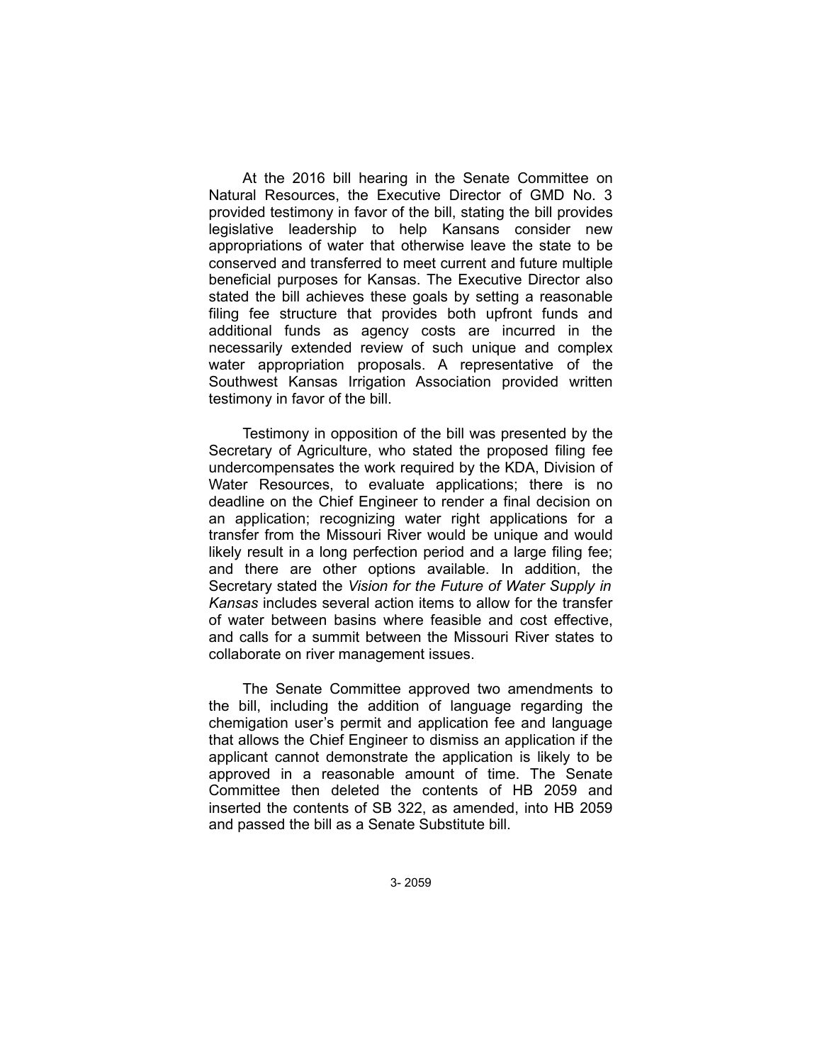At the 2016 bill hearing in the Senate Committee on Natural Resources, the Executive Director of GMD No. 3 provided testimony in favor of the bill, stating the bill provides legislative leadership to help Kansans consider new appropriations of water that otherwise leave the state to be conserved and transferred to meet current and future multiple beneficial purposes for Kansas. The Executive Director also stated the bill achieves these goals by setting a reasonable filing fee structure that provides both upfront funds and additional funds as agency costs are incurred in the necessarily extended review of such unique and complex water appropriation proposals. A representative of the Southwest Kansas Irrigation Association provided written testimony in favor of the bill.

Testimony in opposition of the bill was presented by the Secretary of Agriculture, who stated the proposed filing fee undercompensates the work required by the KDA, Division of Water Resources, to evaluate applications; there is no deadline on the Chief Engineer to render a final decision on an application; recognizing water right applications for a transfer from the Missouri River would be unique and would likely result in a long perfection period and a large filing fee; and there are other options available. In addition, the Secretary stated the *Vision for the Future of Water Supply in Kansas* includes several action items to allow for the transfer of water between basins where feasible and cost effective, and calls for a summit between the Missouri River states to collaborate on river management issues.

The Senate Committee approved two amendments to the bill, including the addition of language regarding the chemigation user's permit and application fee and language that allows the Chief Engineer to dismiss an application if the applicant cannot demonstrate the application is likely to be approved in a reasonable amount of time. The Senate Committee then deleted the contents of HB 2059 and inserted the contents of SB 322, as amended, into HB 2059 and passed the bill as a Senate Substitute bill.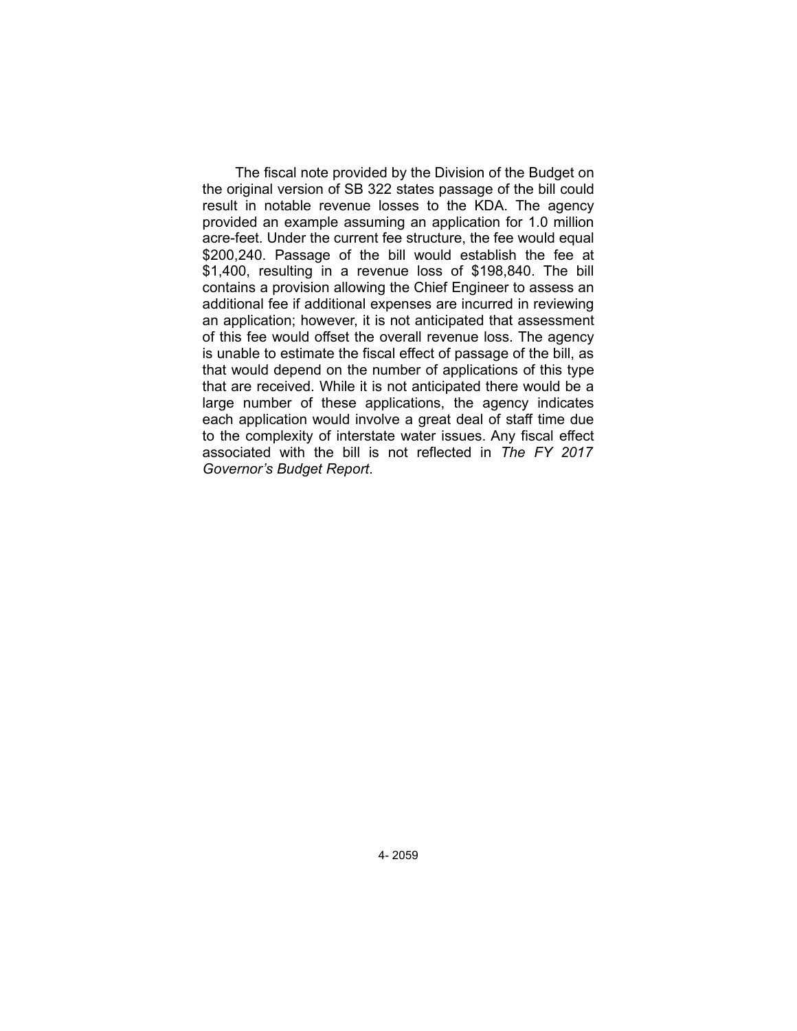The fiscal note provided by the Division of the Budget on the original version of SB 322 states passage of the bill could result in notable revenue losses to the KDA. The agency provided an example assuming an application for 1.0 million acre-feet. Under the current fee structure, the fee would equal $200,240. Passage of the bill would establish the fee at $1,400, resulting in a revenue loss of $198,840. The bill contains a provision allowing the Chief Engineer to assess an additional fee if additional expenses are incurred in reviewing an application; however, it is not anticipated that assessment of this fee would offset the overall revenue loss. The agency is unable to estimate the fiscal effect of passage of the bill, as that would depend on the number of applications of this type that are received. While it is not anticipated there would be a large number of these applications, the agency indicates each application would involve a great deal of staff time due to the complexity of interstate water issues. Any fiscal effect associated with the bill is not reflected in *The FY 2017 Governor's Budget Report*.